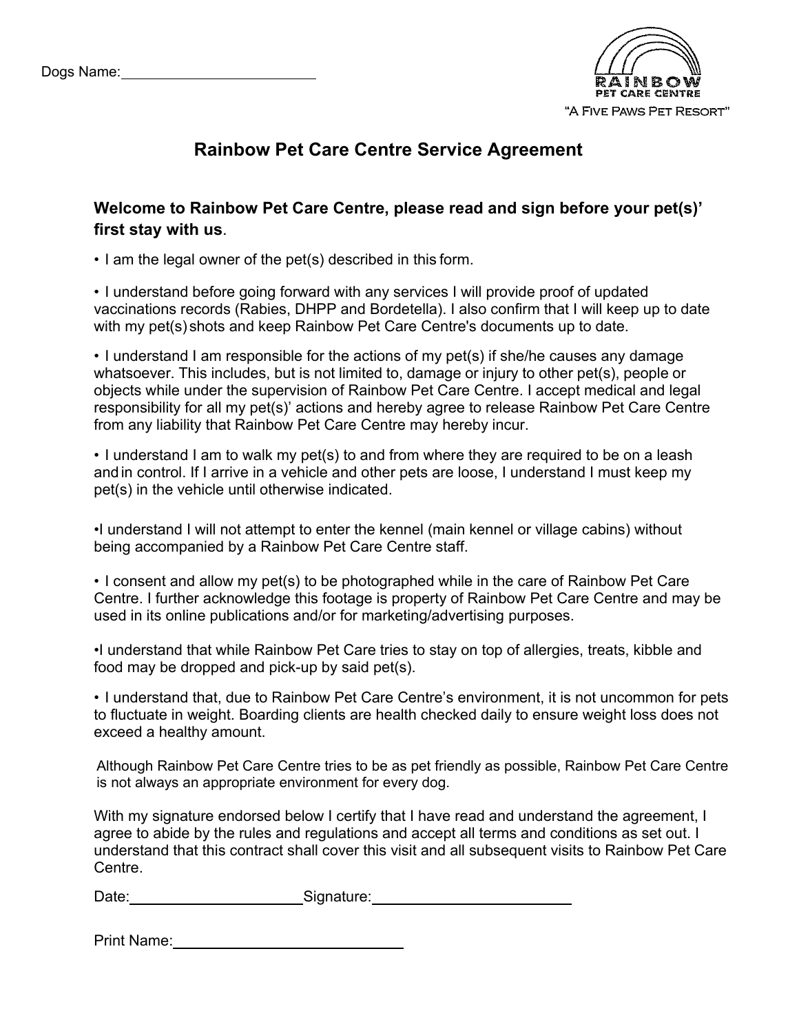Dogs Name:________________________

RAINBOW
PET CARE CENTRE
"A Five Paws Pet Resort"

# Rainbow Pet Care Centre Service Agreement

**Welcome to Rainbow Pet Care Centre, please read and sign before your pet(s)' first stay with us**.

• I am the legal owner of the pet(s) described in this form.

• I understand before going forward with any services I will provide proof of updated vaccinations records (Rabies, DHPP and Bordetella). I also confirm that I will keep up to date with my pet(s) shots and keep Rainbow Pet Care Centre's documents up to date.

• I understand I am responsible for the actions of my pet(s) if she/he causes any damage whatsoever. This includes, but is not limited to, damage or injury to other pet(s), people or objects while under the supervision of Rainbow Pet Care Centre. I accept medical and legal responsibility for all my pet(s)' actions and hereby agree to release Rainbow Pet Care Centre from any liability that Rainbow Pet Care Centre may hereby incur.

• I understand I am to walk my pet(s) to and from where they are required to be on a leash and in control. If I arrive in a vehicle and other pets are loose, I understand I must keep my pet(s) in the vehicle until otherwise indicated.

•I understand I will not attempt to enter the kennel (main kennel or village cabins) without being accompanied by a Rainbow Pet Care Centre staff.

• I consent and allow my pet(s) to be photographed while in the care of Rainbow Pet Care Centre. I further acknowledge this footage is property of Rainbow Pet Care Centre and may be used in its online publications and/or for marketing/advertising purposes.

•I understand that while Rainbow Pet Care tries to stay on top of allergies, treats, kibble and food may be dropped and pick-up by said pet(s).

• I understand that, due to Rainbow Pet Care Centre's environment, it is not uncommon for pets to fluctuate in weight. Boarding clients are health checked daily to ensure weight loss does not exceed a healthy amount.

Although Rainbow Pet Care Centre tries to be as pet friendly as possible, Rainbow Pet Care Centre is not always an appropriate environment for every dog.

With my signature endorsed below I certify that I have read and understand the agreement, I agree to abide by the rules and regulations and accept all terms and conditions as set out. I understand that this contract shall cover this visit and all subsequent visits to Rainbow Pet Care Centre.

Date:______________________ Signature:__________________________

Print Name:____________________________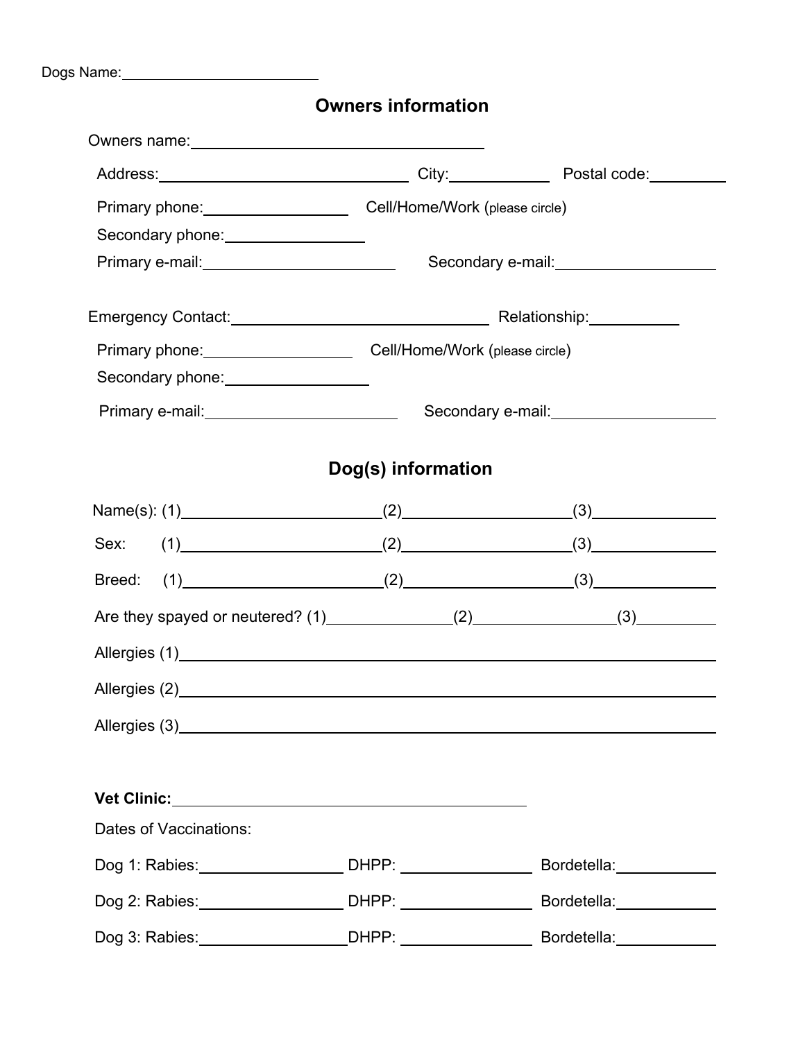Dogs Name: ______________________

## Owners information

Owners name: ______________________________

Address: ______________________ City: __________ Postal code: ________

Primary phone: ______________ Cell/Home/Work (please circle)

Secondary phone: ______________

Primary e-mail: __________________ Secondary e-mail: ________________

Emergency Contact: ________________________ Relationship: __________

Primary phone: ______________ Cell/Home/Work (please circle)

Secondary phone: ______________

Primary e-mail: __________________ Secondary e-mail: ________________

## Dog(s) information

Name(s): (1)____________________(2)__________________(3)______________

Sex: (1)____________________(2)__________________(3)______________

Breed: (1)____________________(2)__________________(3)______________

Are they spayed or neutered? (1)____________(2)______________(3)________

Allergies (1)____________________________________________________________

Allergies (2)____________________________________________________________

Allergies (3)____________________________________________________________

**Vet Clinic:** ____________________________________

Dates of Vaccinations:

Dog 1: Rabies: ______________ DHPP: ______________ Bordetella: __________

Dog 2: Rabies: ______________ DHPP: ______________ Bordetella: __________

Dog 3: Rabies: ______________ DHPP: ______________ Bordetella: __________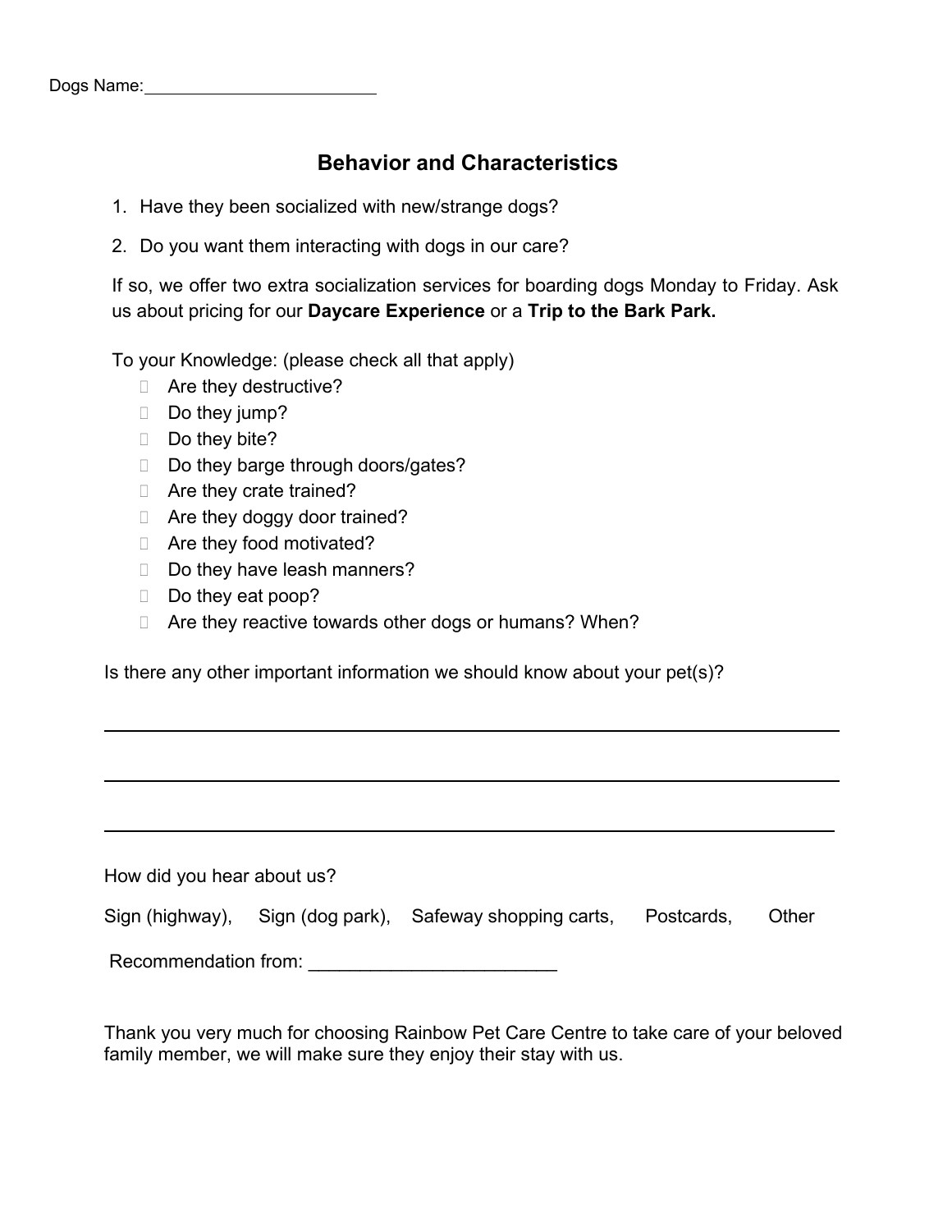Dogs Name: ________________________

## Behavior and Characteristics

1. Have they been socialized with new/strange dogs?
2. Do you want them interacting with dogs in our care?

If so, we offer two extra socialization services for boarding dogs Monday to Friday. Ask us about pricing for our **Daycare Experience** or a **Trip to the Bark Park.**

To your Knowledge: (please check all that apply)

- [ ] Are they destructive?
- [ ] Do they jump?
- [ ] Do they bite?
- [ ] Do they barge through doors/gates?
- [ ] Are they crate trained?
- [ ] Are they doggy door trained?
- [ ] Are they food motivated?
- [ ] Do they have leash manners?
- [ ] Do they eat poop?
- [ ] Are they reactive towards other dogs or humans? When?

Is there any other important information we should know about your pet(s)?

______________________________________________________________________

______________________________________________________________________

______________________________________________________________________

How did you hear about us?

Sign (highway), Sign (dog park), Safeway shopping carts, Postcards, Other

Recommendation from: ________________________

Thank you very much for choosing Rainbow Pet Care Centre to take care of your beloved family member, we will make sure they enjoy their stay with us.